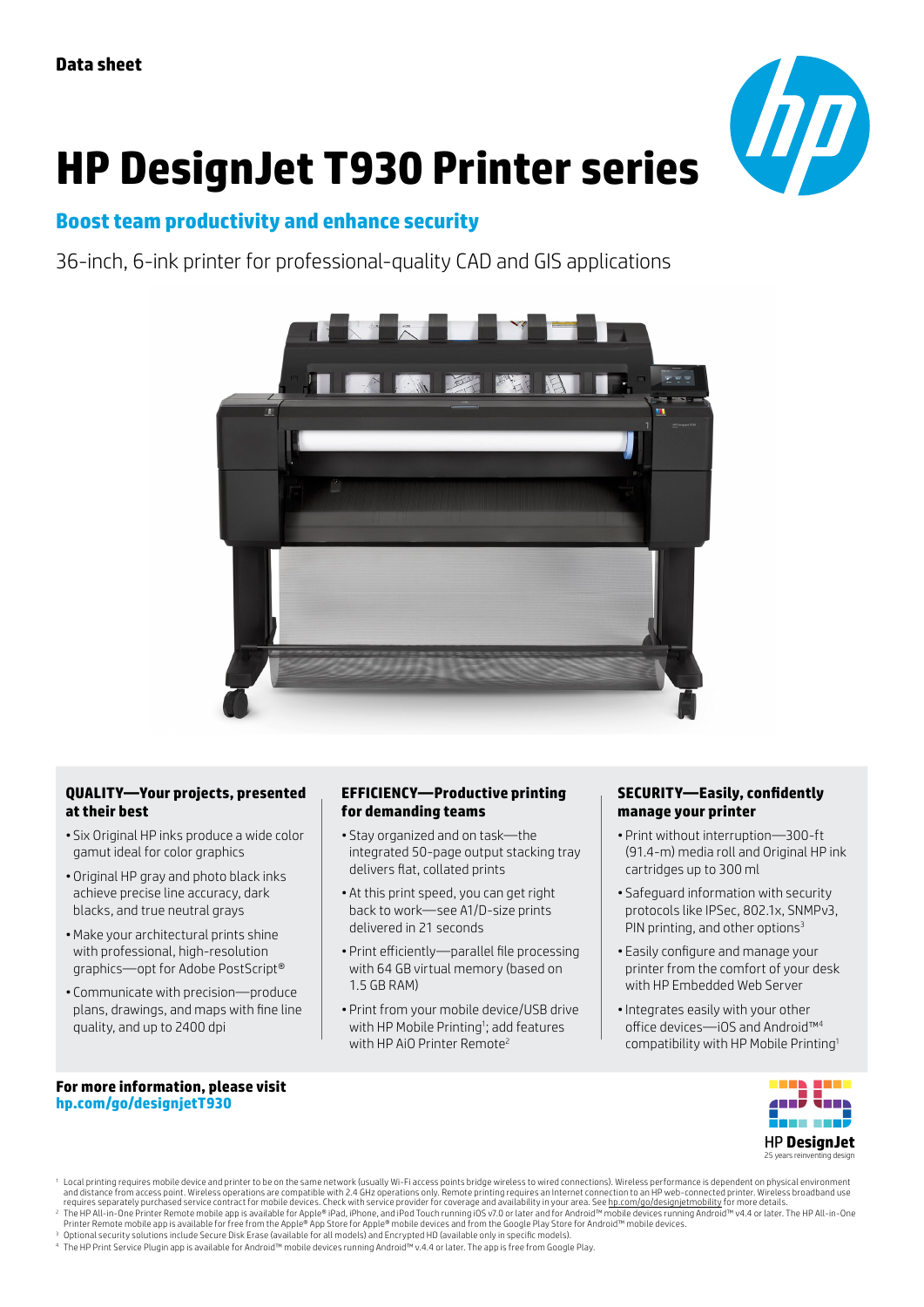**Data sheet**

# HP DesignJet T930 Printer series

## Boost team productivity and enhance security

36-inch, 6-ink printer for professional-quality CAD and GIS applications

### QUALITY—Your projects, presented at their best

- Six Original HP inks produce a wide color gamut ideal for color graphics
- Original HP gray and photo black inks achieve precise line accuracy, dark blacks, and true neutral grays
- Make your architectural prints shine with professional, high-resolution graphics—opt for Adobe PostScript®
- Communicate with precision—produce plans, drawings, and maps with fine line quality, and up to 2400 dpi

### EFFICIENCY—Productive printing for demanding teams

- Stay organized and on task—the integrated 50-page output stacking tray delivers flat, collated prints
- At this print speed, you can get right back to work—see A1/D-size prints delivered in 21 seconds
- Print efficiently—parallel file processing with 64 GB virtual memory (based on 1.5 GB RAM)
- Print from your mobile device/USB drive with HP Mobile Printing[1]; add features with HP AiO Printer Remote[2]

### SECURITY—Easily, confidently manage your printer

- Print without interruption—300-ft (91.4-m) media roll and Original HP ink cartridges up to 300 ml
- Safeguard information with security protocols like IPSec, 802.1x, SNMPv3, PIN printing, and other options[3]
- Easily configure and manage your printer from the comfort of your desk with HP Embedded Web Server
- Integrates easily with your other office devices—iOS and Android™[4] compatibility with HP Mobile Printing[1]

**For more information, please visit**
**hp.com/go/designjetT930**

HP DesignJet
25 years reinventing design

[1] Local printing requires mobile device and printer to be on the same network (usually Wi-Fi access points bridge wireless to wired connections). Wireless performance is dependent on physical environment and distance from access point. Wireless operations are compatible with 2.4 GHz operations only. Remote printing requires an Internet connection to an HP web-connected printer. Wireless broadband use requires separately purchased service contract for mobile devices. Check with service provider for coverage and availability in your area. See hp.com/go/designjetmobility for more details.

[2] The HP All-in-One Printer Remote mobile app is available for Apple® iPad, iPhone, and iPod Touch running iOS v7.0 or later and for Android™ mobile devices running Android™ v4.4 or later. The HP All-in-One Printer Remote mobile app is available for free from the Apple® App Store for Apple® mobile devices and from the Google Play Store for Android™ mobile devices.

[3] Optional security solutions include Secure Disk Erase (available for all models) and Encrypted HD (available only in specific models).

[4] The HP Print Service Plugin app is available for Android™ mobile devices running Android™ v.4.4 or later. The app is free from Google Play.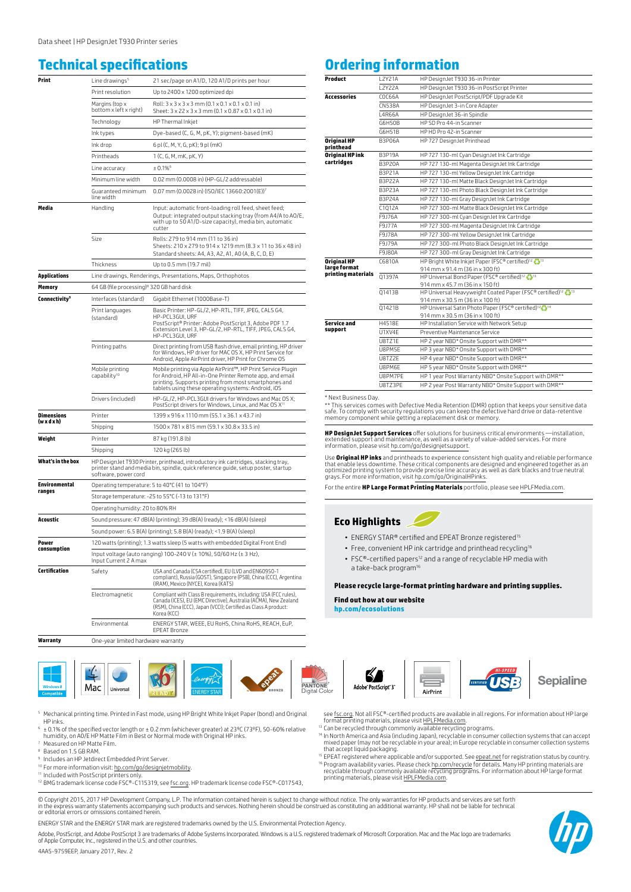# Technical specifications

| | | |
|---|---|---|
| **Print** | Line drawings[5] | 21 sec/page on A1/D, 120 A1/D prints per hour |
| | Print resolution | Up to 2400 x 1200 optimized dpi |
| | Margins (top x bottom x left x right) | Roll: 3 x 3 x 3 x 3 mm (0.1 x 0.1 x 0.1 x 0.1 in)<br>Sheet: 3 x 22 x 3 x 3 mm (0.1 x 0.87 x 0.1 x 0.1 in) |
| | Technology | HP Thermal Inkjet |
| | Ink types | Dye-based (C, G, M, pK, Y); pigment-based (mK) |
| | Ink drop | 6 pl (C, M, Y, G, pK); 9 pl (mK) |
| | Printheads | 1 (C, G, M, mK, pK, Y) |
| | Line accuracy | ± 0.1%[6] |
| | Minimum line width | 0.02 mm (0.0008 in) (HP-GL/2 addressable) |
| | Guaranteed minimum line width | 0.07 mm (0.0028 in) (ISO/IEC 13660:2001(E))[7] |
| **Media** | Handling | Input: automatic front-loading roll feed, sheet feed; Output: integrated output stacking tray (from A4/A to A0/E, with up to 50 A1/D-size capacity), media bin, automatic cutter |
| | Size | Rolls: 279 to 914 mm (11 to 36 in)<br>Sheets: 210 x 279 to 914 x 1219 mm (8.3 x 11 to 36 x 48 in)<br>Standard sheets: A4, A3, A2, A1, A0 (A, B, C, D, E) |
| | Thickness | Up to 0.5 mm (19.7 mil) |
| **Applications** | Line drawings, Renderings, Presentations, Maps, Orthophotos | |
| **Memory** | 64 GB (file processing)[8] 320 GB hard disk | |
| **Connectivity**[9] | Interfaces (standard) | Gigabit Ethernet (1000Base-T) |
| | Print languages (standard) | Basic Printer: HP-GL/2, HP-RTL, TIFF, JPEG, CALS G4, HP-PCL3GUI, URF<br>PostScript® Printer: Adobe PostScript 3, Adobe PDF 1.7 Extension Level 3, HP-GL/2, HP-RTL, TIFF, JPEG, CALS G4, HP-PCL3GUI, URF |
| | Printing paths | Direct printing from USB flash drive, email printing, HP driver for Windows, HP driver for MAC OS X, HP Print Service for Android, Apple AirPrint, HP Print for Chrome OS |
| | Mobile printing capability[10] | Mobile printing via Apple AirPrint™, HP Print Service Plugin for Android, HP All-in-One Printer Remote app, and email printing. Supports printing from most smartphones and tablets using these operating systems: Android, iOS |
| | Drivers (included) | HP-GL/2, HP-PCL3GUI drivers for Windows and Mac OS X; PostScript drivers for Windows, Linux, and Mac OS X[11] |
| **Dimensions (w x d x h)** | Printer | 1399 x 916 x 1110 mm (55.1 x 36.1 x 43.7 in) |
| | Shipping | 1500 x 781 x 815 mm (59.1 x 30.8 x 33.5 in) |
| **Weight** | Printer | 87 kg (191.8 lb) |
| | Shipping | 120 kg (265 lb) |
| **What's in the box** | HP DesignJet T930 Printer, printhead, introductory ink cartridges, stacking tray, printer stand and media bin, spindle, quick reference guide, setup poster, startup software, power cord | |
| **Environmental ranges** | Operating temperature: 5 to 40°C (41 to 104°F) | |
| | Storage temperature: -25 to 55°C (-13 to 131°F) | |
| | Operating humidity: 20 to 80% RH | |
| **Acoustic** | Sound pressure: 47 dB(A) (printing); 39 dB(A) (ready); <16 dB(A) (sleep) | |
| | Sound power: 6.5 B(A) (printing); 5.8 B(A) (ready); <1.9 B(A) (sleep) | |
| **Power consumption** | 120 watts (printing); 1.3 watts sleep (5 watts with embedded Digital Front End) | |
| | Input voltage (auto ranging) 100-240 V (± 10%), 50/60 Hz (± 3 Hz), Input Current 2 A max | |
| **Certification** | Safety | USA and Canada (CSA certified), EU (LVD and EN60950-1 compliant), Russia (GOST), Singapore (PSB), China (CCC), Argentina (IRAM), Mexico (NYCE), Korea (KATS) |
| | Electromagnetic | Compliant with Class B requirements, including: USA (FCC rules), Canada (ICES), EU (EMC Directive), Australia (ACMA), New Zealand (RSM), China (CCC), Japan (VCCI); Certified as Class A product: Korea (KCC) |
| | Environmental | ENERGY STAR, WEEE, EU RoHS, China RoHS, REACH, EuP, EPEAT Bronze |
| **Warranty** | One-year limited hardware warranty | |

# Ordering information

| | | |
|---|---|---|
| **Product** | L2Y21A | HP DesignJet T930 36-in Printer |
| | L2Y22A | HP DesignJet T930 36-in PostScript Printer |
| **Accessories** | C0C66A | HP DesignJet PostScript/PDF Upgrade Kit |
| | CN538A | HP DesignJet 3-in Core Adapter |
| | L4R66A | HP DesignJet 36-in Spindle |
| | G6H50B | HP SD Pro 44-in Scanner |
| | G6H51B | HP HD Pro 42-in Scanner |
| **Original HP printhead** | B3P06A | HP 727 DesignJet Printhead |
| **Original HP ink cartridges** | B3P19A | HP 727 130-ml Cyan DesignJet Ink Cartridge |
| | B3P20A | HP 727 130-ml Magenta DesignJet Ink Cartridge |
| | B3P21A | HP 727 130-ml Yellow DesignJet Ink Cartridge |
| | B3P22A | HP 727 130-ml Matte Black DesignJet Ink Cartridge |
| | B3P23A | HP 727 130-ml Photo Black DesignJet Ink Cartridge |
| | B3P24A | HP 727 130-ml Gray DesignJet Ink Cartridge |
| | C1Q12A | HP 727 300-ml Matte Black DesignJet Ink Cartridge |
| | F9J76A | HP 727 300-ml Cyan DesignJet Ink Cartridge |
| | F9J77A | HP 727 300-ml Magenta DesignJet Ink Cartridge |
| | F9J78A | HP 727 300-ml Yellow DesignJet Ink Cartridge |
| | F9J79A | HP 727 300-ml Photo Black DesignJet Ink Cartridge |
| | F9J80A | HP 727 300-ml Gray DesignJet Ink Cartridge |
| **Original HP large format printing materials** | C6810A | HP Bright White Inkjet Paper (FSC® certified)[12,13]<br>914 mm x 91.4 m (36 in x 300 ft) |
| | Q1397A | HP Universal Bond Paper (FSC® certified)[12,13]<br>914 mm x 45.7 m (36 in x 150 ft) |
| | Q1413B | HP Universal Heavyweight Coated Paper (FSC® certified)[12,13]<br>914 mm x 30.5 m (36 in x 100 ft) |
| | Q1421B | HP Universal Satin Photo Paper (FSC® certified)[12,14]<br>914 mm x 30.5 m (36 in x 100 ft) |
| **Service and support** | H4518E | HP Installation Service with Network Setup |
| | U1XV4E | Preventive Maintenance Service |
| | U8TZ1E | HP 2 year NBD* Onsite Support with DMR** |
| | U8PM5E | HP 3 year NBD* Onsite Support with DMR** |
| | U8TZ2E | HP 4 year NBD* Onsite Support with DMR** |
| | U8PM6E | HP 5 year NBD* Onsite Support with DMR** |
| | U8PM7PE | HP 1 year Post Warranty NBD* Onsite Support with DMR** |
| | U8TZ3PE | HP 2 year Post Warranty NBD* Onsite Support with DMR** |

* Next Business Day.

** This services comes with Defective Media Retention (DMR) option that keeps your sensitive data safe. To comply with security regulations you can keep the defective hard drive or data-retentive memory component while getting a replacement disk or memory.

**HP DesignJet Support Services** offer solutions for business critical environments —installation, extended support and maintenance, as well as a variety of value-added services. For more information, please visit hp.com/go/designjetsupport.

Use **Original HP inks** and printheads to experience consistent high quality and reliable performance that enable less downtime. These critical components are designed and engineered together as an optimized printing system to provide precise line accuracy as well as dark blacks and true neutral grays. For more information, visit hp.com/go/OriginalHPinks.

For the entire **HP Large Format Printing Materials** portfolio, please see HPLFMedia.com.

## Eco Highlights

- ENERGY STAR® certified and EPEAT Bronze registered[15]
- Free, convenient HP ink cartridge and printhead recycling[16]
- FSC®-certified papers[12] and a range of recyclable HP media with a take-back program[16]

**Please recycle large-format printing hardware and printing supplies.**

**Find out how at our website**
**hp.com/ecosolutions**

Windows 8 Compatible | Mac | Universal | R6 Ready | ENERGY STAR | epeat BRONZE | PANTONE Digital Color | Adobe PostScript 3 | AirPrint | Certified Hi-Speed USB | Sepialine

[5] Mechanical printing time. Printed in Fast mode, using HP Bright White Inkjet Paper (bond) and Original HP inks.
[6] ± 0.1% of the specified vector length or ± 0.2 mm (whichever greater) at 23°C (73°F), 50-60% relative humidity, on A0/E HP Matte Film in Best or Normal mode with Original HP inks.
[7] Measured on HP Matte Film.
[8] Based on 1.5 GB RAM.
[9] Includes an HP Jetdirect Embedded Print Server.
[10] For more information visit: hp.com/go/designjetmobility.
[11] Included with PostScript printers only.
[12] BMG trademark license code FSC®-C115319, see fsc.org. HP trademark license code FSC®-C017543, see fsc.org. Not all FSC®-certified products are available in all regions. For information about HP large format printing materials, please visit HPLFMedia.com.
[13] Can be recycled through commonly available recycling programs.
[14] In North America and Asia (including Japan), recyclable in consumer collection systems that can accept mixed paper (may not be recyclable in your area); in Europe recyclable in consumer collection systems that accept liquid packaging.
[15] EPEAT registered where applicable and/or supported. See epeat.net for registration status by country.
[16] Program availability varies. Please check hp.com/recycle for details. Many HP printing materials are recyclable through commonly available recycling programs. For information about HP large format printing materials, please visit HPLFMedia.com.

© Copyright 2015, 2017 HP Development Company, L.P. The information contained herein is subject to change without notice. The only warranties for HP products and services are set forth in the express warranty statements accompanying such products and services. Nothing herein should be construed as constituting an additional warranty. HP shall not be liable for technical or editorial errors or omissions contained herein.

ENERGY STAR and the ENERGY STAR mark are registered trademarks owned by the U.S. Environmental Protection Agency.

Adobe, PostScript, and Adobe PostScript 3 are trademarks of Adobe Systems Incorporated. Windows is a U.S. registered trademark of Microsoft Corporation. Mac and the Mac logo are trademarks of Apple Computer, Inc., registered in the U.S. and other countries.

4AA5-9759EEP, January 2017, Rev. 2